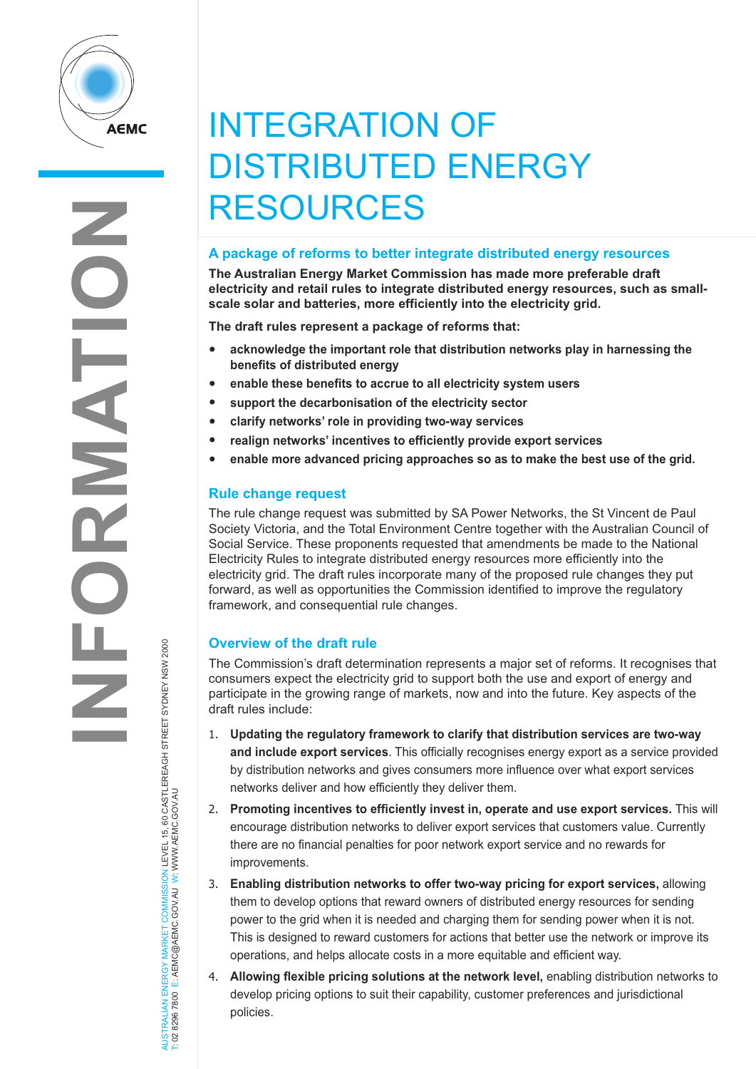# INTEGRATION OF DISTRIBUTED ENERGY RESOURCES

## A package of reforms to better integrate distributed energy resources

**The Australian Energy Market Commission has made more preferable draft electricity and retail rules to integrate distributed energy resources, such as small-scale solar and batteries, more efficiently into the electricity grid.**

**The draft rules represent a package of reforms that:**

- **acknowledge the important role that distribution networks play in harnessing the benefits of distributed energy**
- **enable these benefits to accrue to all electricity system users**
- **support the decarbonisation of the electricity sector**
- **clarify networks' role in providing two-way services**
- **realign networks' incentives to efficiently provide export services**
- **enable more advanced pricing approaches so as to make the best use of the grid.**

## Rule change request

The rule change request was submitted by SA Power Networks, the St Vincent de Paul Society Victoria, and the Total Environment Centre together with the Australian Council of Social Service. These proponents requested that amendments be made to the National Electricity Rules to integrate distributed energy resources more efficiently into the electricity grid. The draft rules incorporate many of the proposed rule changes they put forward, as well as opportunities the Commission identified to improve the regulatory framework, and consequential rule changes.

## Overview of the draft rule

The Commission's draft determination represents a major set of reforms. It recognises that consumers expect the electricity grid to support both the use and export of energy and participate in the growing range of markets, now and into the future. Key aspects of the draft rules include:

1. **Updating the regulatory framework to clarify that distribution services are two-way and include export services**. This officially recognises energy export as a service provided by distribution networks and gives consumers more influence over what export services networks deliver and how efficiently they deliver them.
2. **Promoting incentives to efficiently invest in, operate and use export services.** This will encourage distribution networks to deliver export services that customers value. Currently there are no financial penalties for poor network export service and no rewards for improvements.
3. **Enabling distribution networks to offer two-way pricing for export services,** allowing them to develop options that reward owners of distributed energy resources for sending power to the grid when it is needed and charging them for sending power when it is not. This is designed to reward customers for actions that better use the network or improve its operations, and helps allocate costs in a more equitable and efficient way.
4. **Allowing flexible pricing solutions at the network level,** enabling distribution networks to develop pricing options to suit their capability, customer preferences and jurisdictional policies.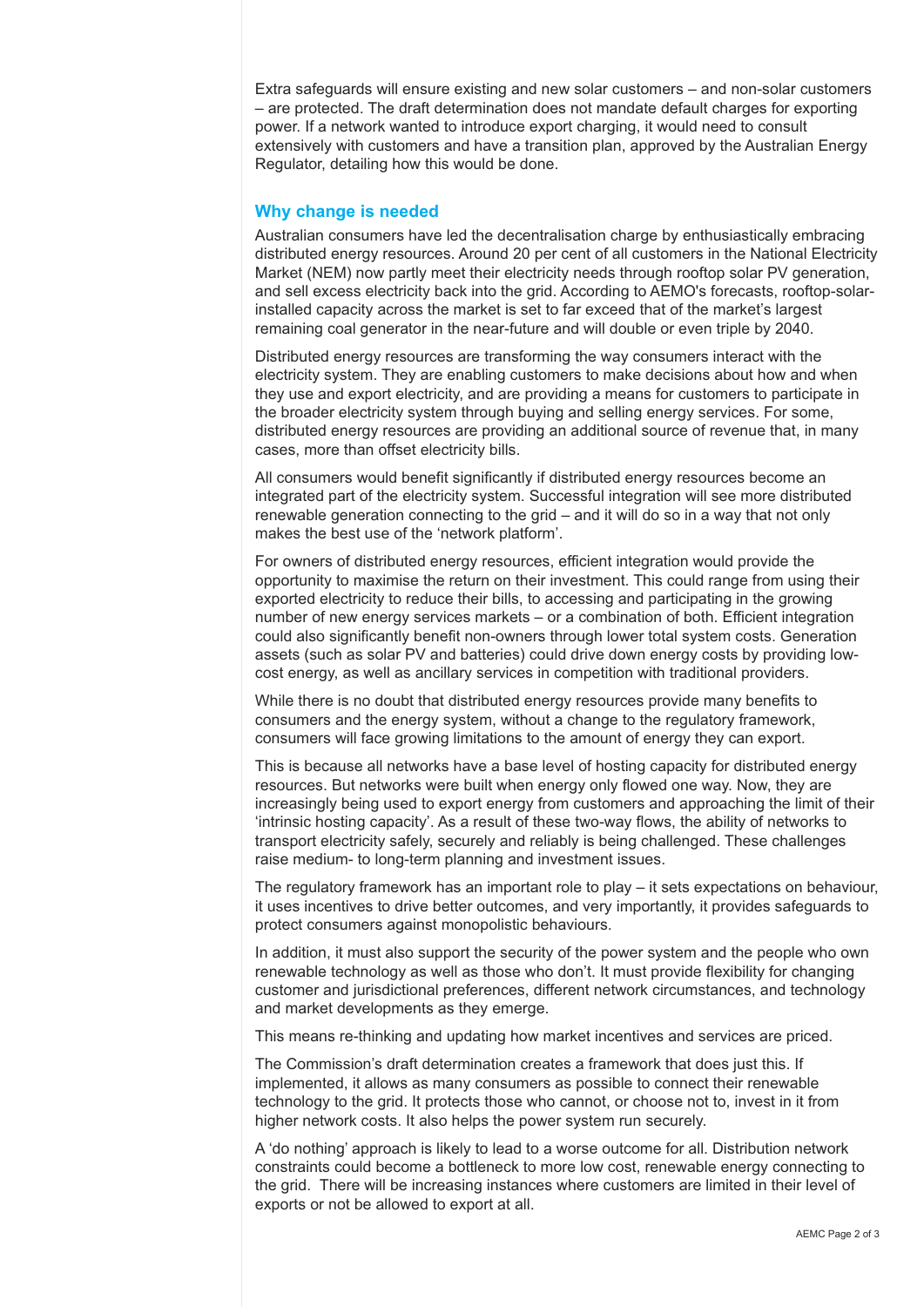Extra safeguards will ensure existing and new solar customers – and non-solar customers – are protected. The draft determination does not mandate default charges for exporting power. If a network wanted to introduce export charging, it would need to consult extensively with customers and have a transition plan, approved by the Australian Energy Regulator, detailing how this would be done.

## Why change is needed

Australian consumers have led the decentralisation charge by enthusiastically embracing distributed energy resources. Around 20 per cent of all customers in the National Electricity Market (NEM) now partly meet their electricity needs through rooftop solar PV generation, and sell excess electricity back into the grid. According to AEMO's forecasts, rooftop-solar-installed capacity across the market is set to far exceed that of the market's largest remaining coal generator in the near-future and will double or even triple by 2040.

Distributed energy resources are transforming the way consumers interact with the electricity system. They are enabling customers to make decisions about how and when they use and export electricity, and are providing a means for customers to participate in the broader electricity system through buying and selling energy services. For some, distributed energy resources are providing an additional source of revenue that, in many cases, more than offset electricity bills.

All consumers would benefit significantly if distributed energy resources become an integrated part of the electricity system. Successful integration will see more distributed renewable generation connecting to the grid – and it will do so in a way that not only makes the best use of the 'network platform'.

For owners of distributed energy resources, efficient integration would provide the opportunity to maximise the return on their investment. This could range from using their exported electricity to reduce their bills, to accessing and participating in the growing number of new energy services markets – or a combination of both. Efficient integration could also significantly benefit non-owners through lower total system costs. Generation assets (such as solar PV and batteries) could drive down energy costs by providing low-cost energy, as well as ancillary services in competition with traditional providers.

While there is no doubt that distributed energy resources provide many benefits to consumers and the energy system, without a change to the regulatory framework, consumers will face growing limitations to the amount of energy they can export.

This is because all networks have a base level of hosting capacity for distributed energy resources. But networks were built when energy only flowed one way. Now, they are increasingly being used to export energy from customers and approaching the limit of their 'intrinsic hosting capacity'. As a result of these two-way flows, the ability of networks to transport electricity safely, securely and reliably is being challenged. These challenges raise medium- to long-term planning and investment issues.

The regulatory framework has an important role to play – it sets expectations on behaviour, it uses incentives to drive better outcomes, and very importantly, it provides safeguards to protect consumers against monopolistic behaviours.

In addition, it must also support the security of the power system and the people who own renewable technology as well as those who don't. It must provide flexibility for changing customer and jurisdictional preferences, different network circumstances, and technology and market developments as they emerge.

This means re-thinking and updating how market incentives and services are priced.

The Commission's draft determination creates a framework that does just this. If implemented, it allows as many consumers as possible to connect their renewable technology to the grid. It protects those who cannot, or choose not to, invest in it from higher network costs. It also helps the power system run securely.

A 'do nothing' approach is likely to lead to a worse outcome for all. Distribution network constraints could become a bottleneck to more low cost, renewable energy connecting to the grid. There will be increasing instances where customers are limited in their level of exports or not be allowed to export at all.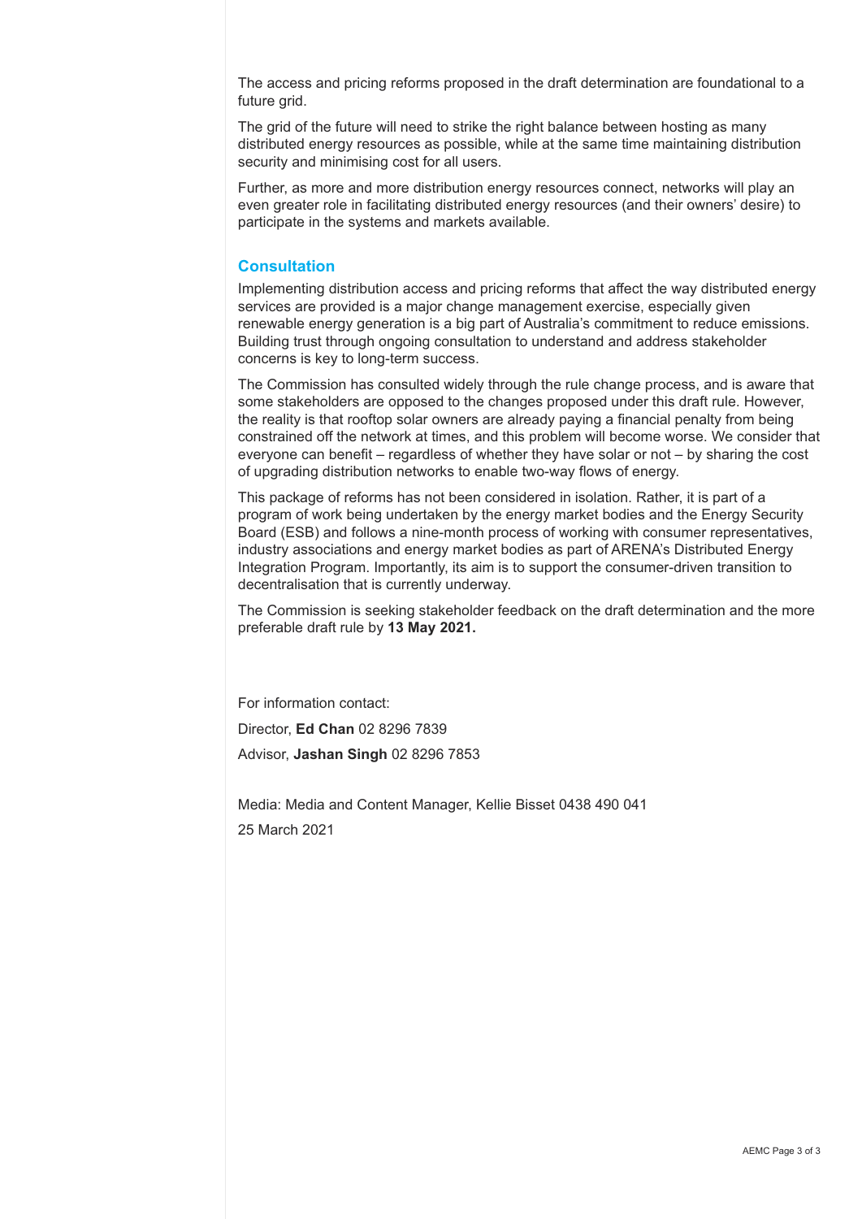The access and pricing reforms proposed in the draft determination are foundational to a future grid.

The grid of the future will need to strike the right balance between hosting as many distributed energy resources as possible, while at the same time maintaining distribution security and minimising cost for all users.

Further, as more and more distribution energy resources connect, networks will play an even greater role in facilitating distributed energy resources (and their owners' desire) to participate in the systems and markets available.

## Consultation

Implementing distribution access and pricing reforms that affect the way distributed energy services are provided is a major change management exercise, especially given renewable energy generation is a big part of Australia's commitment to reduce emissions. Building trust through ongoing consultation to understand and address stakeholder concerns is key to long-term success.

The Commission has consulted widely through the rule change process, and is aware that some stakeholders are opposed to the changes proposed under this draft rule. However, the reality is that rooftop solar owners are already paying a financial penalty from being constrained off the network at times, and this problem will become worse. We consider that everyone can benefit – regardless of whether they have solar or not – by sharing the cost of upgrading distribution networks to enable two-way flows of energy.

This package of reforms has not been considered in isolation. Rather, it is part of a program of work being undertaken by the energy market bodies and the Energy Security Board (ESB) and follows a nine-month process of working with consumer representatives, industry associations and energy market bodies as part of ARENA's Distributed Energy Integration Program. Importantly, its aim is to support the consumer-driven transition to decentralisation that is currently underway.

The Commission is seeking stakeholder feedback on the draft determination and the more preferable draft rule by **13 May 2021.**

For information contact:

Director, **Ed Chan** 02 8296 7839

Advisor, **Jashan Singh** 02 8296 7853

Media: Media and Content Manager, Kellie Bisset 0438 490 041

25 March 2021